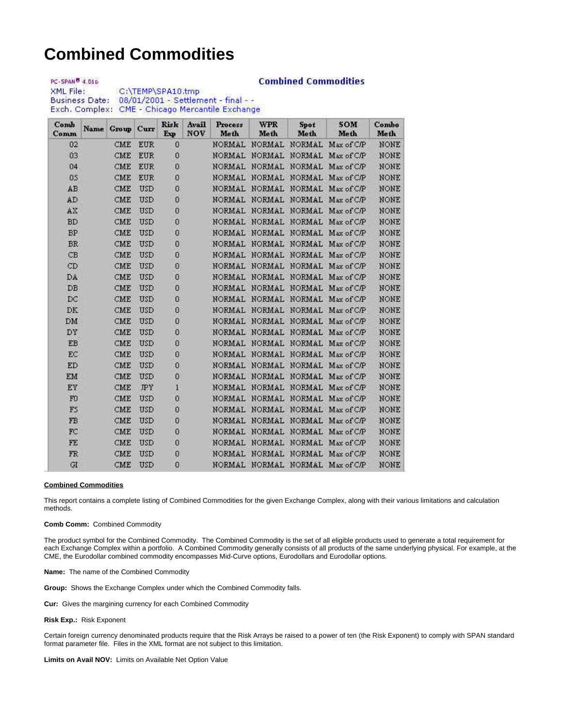# Combined Commodities

PC-SPAN® 4.01b

**Combined Commodities**

XML File: C:\TEMP\SPA10.tmp
Business Date: 08/01/2001 - Settlement - final - -
Exch. Complex: CME - Chicago Mercantile Exchange

| Comb Comm | Name | Group | Curr | Risk Exp | Avail NOV | Process Meth | WPR Meth | Spot Meth | SOM Meth | Combo Meth |
|---|---|---|---|---|---|---|---|---|---|---|
| 02 | | CME | EUR | 0 | | NORMAL | NORMAL | NORMAL | Max of C/P | NONE |
| 03 | | CME | EUR | 0 | | NORMAL | NORMAL | NORMAL | Max of C/P | NONE |
| 04 | | CME | EUR | 0 | | NORMAL | NORMAL | NORMAL | Max of C/P | NONE |
| 05 | | CME | EUR | 0 | | NORMAL | NORMAL | NORMAL | Max of C/P | NONE |
| AB | | CME | USD | 0 | | NORMAL | NORMAL | NORMAL | Max of C/P | NONE |
| AD | | CME | USD | 0 | | NORMAL | NORMAL | NORMAL | Max of C/P | NONE |
| AX | | CME | USD | 0 | | NORMAL | NORMAL | NORMAL | Max of C/P | NONE |
| BD | | CME | USD | 0 | | NORMAL | NORMAL | NORMAL | Max of C/P | NONE |
| BP | | CME | USD | 0 | | NORMAL | NORMAL | NORMAL | Max of C/P | NONE |
| BR | | CME | USD | 0 | | NORMAL | NORMAL | NORMAL | Max of C/P | NONE |
| CB | | CME | USD | 0 | | NORMAL | NORMAL | NORMAL | Max of C/P | NONE |
| CD | | CME | USD | 0 | | NORMAL | NORMAL | NORMAL | Max of C/P | NONE |
| DA | | CME | USD | 0 | | NORMAL | NORMAL | NORMAL | Max of C/P | NONE |
| DB | | CME | USD | 0 | | NORMAL | NORMAL | NORMAL | Max of C/P | NONE |
| DC | | CME | USD | 0 | | NORMAL | NORMAL | NORMAL | Max of C/P | NONE |
| DK | | CME | USD | 0 | | NORMAL | NORMAL | NORMAL | Max of C/P | NONE |
| DM | | CME | USD | 0 | | NORMAL | NORMAL | NORMAL | Max of C/P | NONE |
| DY | | CME | USD | 0 | | NORMAL | NORMAL | NORMAL | Max of C/P | NONE |
| EB | | CME | USD | 0 | | NORMAL | NORMAL | NORMAL | Max of C/P | NONE |
| EC | | CME | USD | 0 | | NORMAL | NORMAL | NORMAL | Max of C/P | NONE |
| ED | | CME | USD | 0 | | NORMAL | NORMAL | NORMAL | Max of C/P | NONE |
| EM | | CME | USD | 0 | | NORMAL | NORMAL | NORMAL | Max of C/P | NONE |
| EY | | CME | JPY | 1 | | NORMAL | NORMAL | NORMAL | Max of C/P | NONE |
| F0 | | CME | USD | 0 | | NORMAL | NORMAL | NORMAL | Max of C/P | NONE |
| F5 | | CME | USD | 0 | | NORMAL | NORMAL | NORMAL | Max of C/P | NONE |
| FB | | CME | USD | 0 | | NORMAL | NORMAL | NORMAL | Max of C/P | NONE |
| FC | | CME | USD | 0 | | NORMAL | NORMAL | NORMAL | Max of C/P | NONE |
| FE | | CME | USD | 0 | | NORMAL | NORMAL | NORMAL | Max of C/P | NONE |
| FR | | CME | USD | 0 | | NORMAL | NORMAL | NORMAL | Max of C/P | NONE |
| GI | | CME | USD | 0 | | NORMAL | NORMAL | NORMAL | Max of C/P | NONE |

**Combined Commodities**

This report contains a complete listing of Combined Commodities for the given Exchange Complex, along with their various limitations and calculation methods.

**Comb Comm:** Combined Commodity

The product symbol for the Combined Commodity. The Combined Commodity is the set of all eligible products used to generate a total requirement for each Exchange Complex within a portfolio. A Combined Commodity generally consists of all products of the same underlying physical. For example, at the CME, the Eurodollar combined commodity encompasses Mid-Curve options, Eurodollars and Eurodollar options.

**Name:** The name of the Combined Commodity

**Group:** Shows the Exchange Complex under which the Combined Commodity falls.

**Cur:** Gives the margining currency for each Combined Commodity

**Risk Exp.:** Risk Exponent

Certain foreign currency denominated products require that the Risk Arrays be raised to a power of ten (the Risk Exponent) to comply with SPAN standard format parameter file. Files in the XML format are not subject to this limitation.

**Limits on Avail NOV:** Limits on Available Net Option Value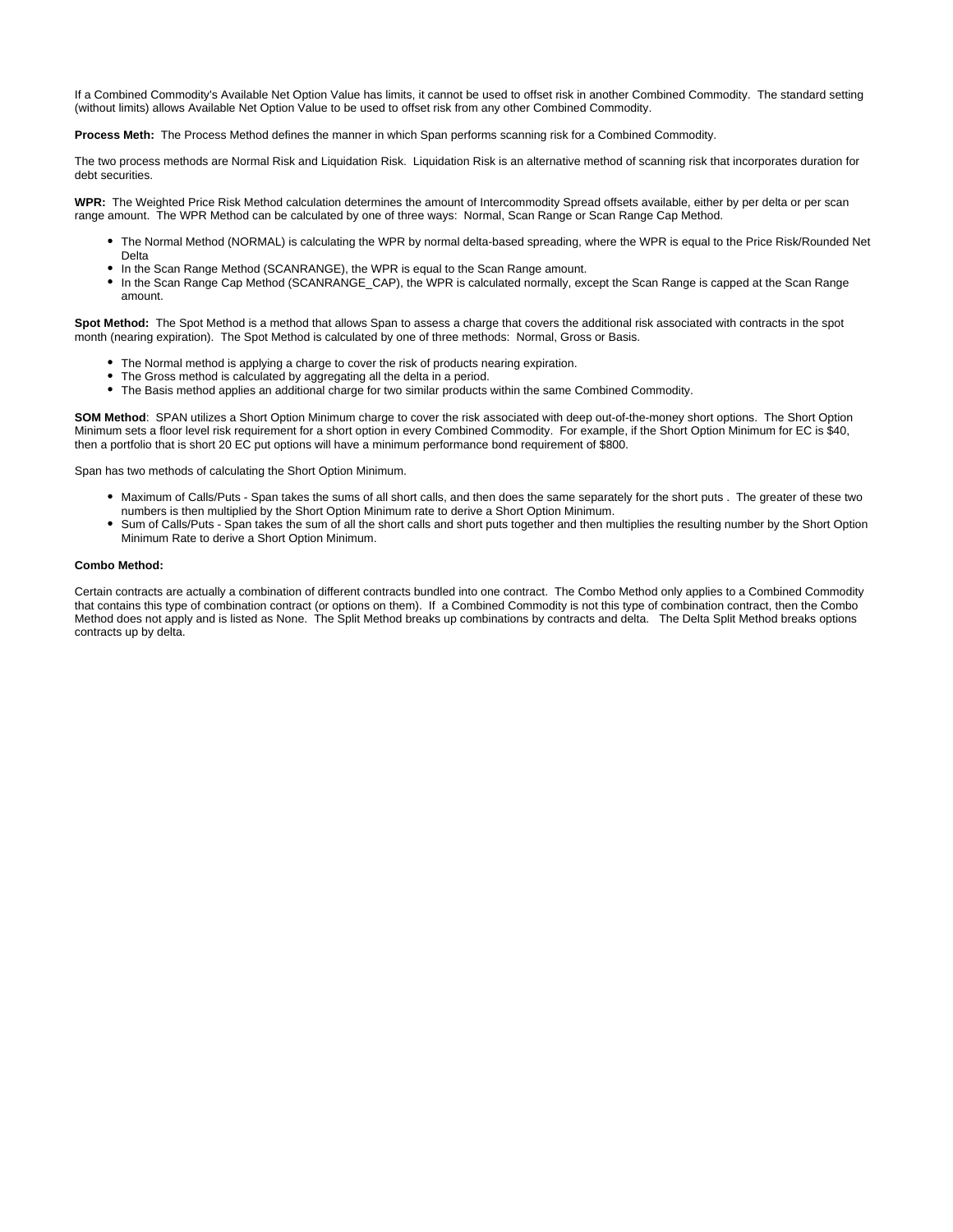If a Combined Commodity's Available Net Option Value has limits, it cannot be used to offset risk in another Combined Commodity. The standard setting (without limits) allows Available Net Option Value to be used to offset risk from any other Combined Commodity.

**Process Meth:** The Process Method defines the manner in which Span performs scanning risk for a Combined Commodity.

The two process methods are Normal Risk and Liquidation Risk. Liquidation Risk is an alternative method of scanning risk that incorporates duration for debt securities.

**WPR:** The Weighted Price Risk Method calculation determines the amount of Intercommodity Spread offsets available, either by per delta or per scan range amount. The WPR Method can be calculated by one of three ways: Normal, Scan Range or Scan Range Cap Method.

- The Normal Method (NORMAL) is calculating the WPR by normal delta-based spreading, where the WPR is equal to the Price Risk/Rounded Net Delta
- In the Scan Range Method (SCANRANGE), the WPR is equal to the Scan Range amount.
- In the Scan Range Cap Method (SCANRANGE_CAP), the WPR is calculated normally, except the Scan Range is capped at the Scan Range amount.

**Spot Method:** The Spot Method is a method that allows Span to assess a charge that covers the additional risk associated with contracts in the spot month (nearing expiration). The Spot Method is calculated by one of three methods: Normal, Gross or Basis.

- The Normal method is applying a charge to cover the risk of products nearing expiration.
- The Gross method is calculated by aggregating all the delta in a period.
- The Basis method applies an additional charge for two similar products within the same Combined Commodity.

**SOM Method**: SPAN utilizes a Short Option Minimum charge to cover the risk associated with deep out-of-the-money short options. The Short Option Minimum sets a floor level risk requirement for a short option in every Combined Commodity. For example, if the Short Option Minimum for EC is $40, then a portfolio that is short 20 EC put options will have a minimum performance bond requirement of $800.

Span has two methods of calculating the Short Option Minimum.

- Maximum of Calls/Puts - Span takes the sums of all short calls, and then does the same separately for the short puts . The greater of these two numbers is then multiplied by the Short Option Minimum rate to derive a Short Option Minimum.
- Sum of Calls/Puts - Span takes the sum of all the short calls and short puts together and then multiplies the resulting number by the Short Option Minimum Rate to derive a Short Option Minimum.

**Combo Method:**

Certain contracts are actually a combination of different contracts bundled into one contract. The Combo Method only applies to a Combined Commodity that contains this type of combination contract (or options on them). If a Combined Commodity is not this type of combination contract, then the Combo Method does not apply and is listed as None. The Split Method breaks up combinations by contracts and delta. The Delta Split Method breaks options contracts up by delta.